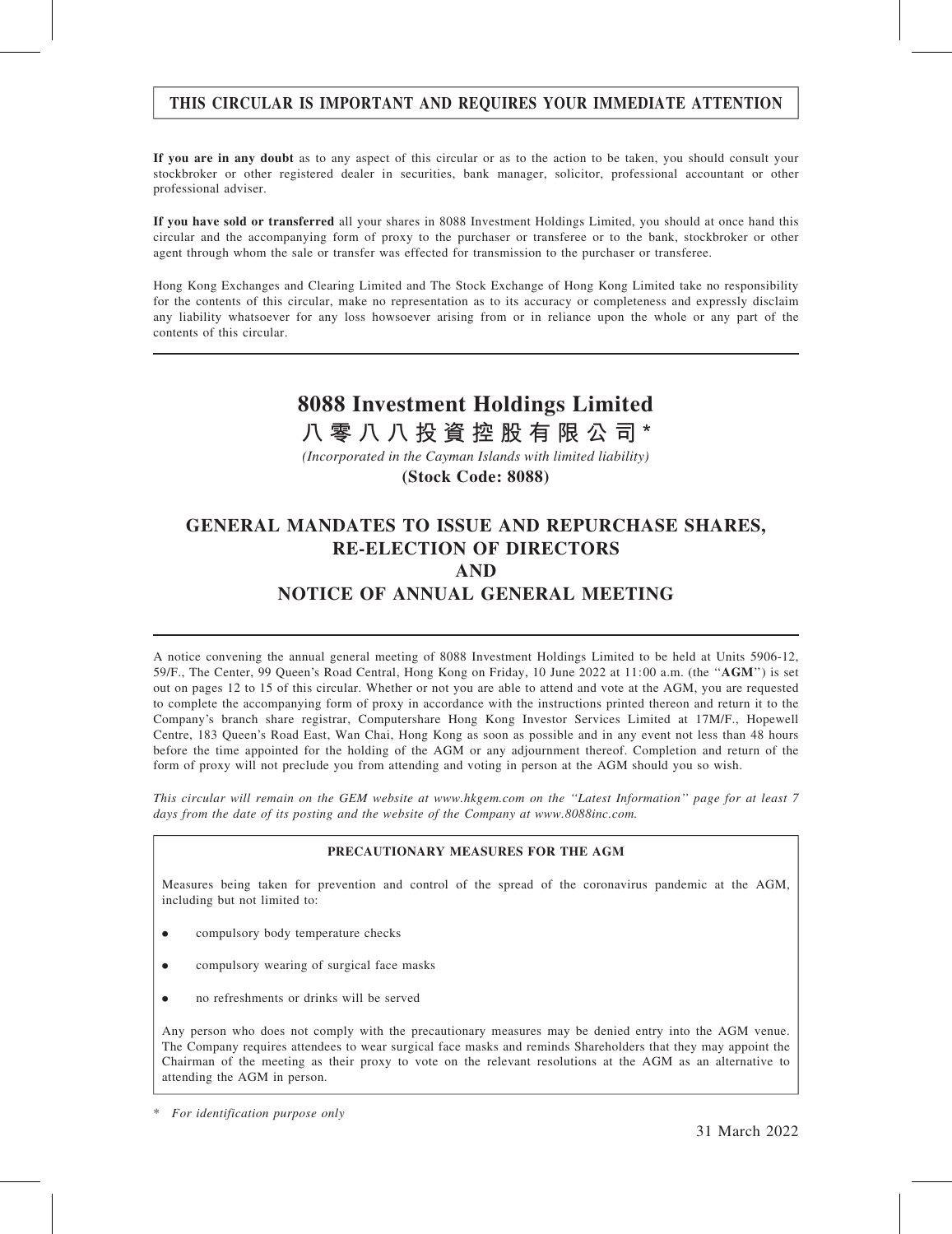**THIS CIRCULAR IS IMPORTANT AND REQUIRES YOUR IMMEDIATE ATTENTION**

**If you are in any doubt** as to any aspect of this circular or as to the action to be taken, you should consult your stockbroker or other registered dealer in securities, bank manager, solicitor, professional accountant or other professional adviser.

**If you have sold or transferred** all your shares in 8088 Investment Holdings Limited, you should at once hand this circular and the accompanying form of proxy to the purchaser or transferee or to the bank, stockbroker or other agent through whom the sale or transfer was effected for transmission to the purchaser or transferee.

Hong Kong Exchanges and Clearing Limited and The Stock Exchange of Hong Kong Limited take no responsibility for the contents of this circular, make no representation as to its accuracy or completeness and expressly disclaim any liability whatsoever for any loss howsoever arising from or in reliance upon the whole or any part of the contents of this circular.

# 8088 Investment Holdings Limited
# 八零八八投資控股有限公司*

*(Incorporated in the Cayman Islands with limited liability)*

**(Stock Code: 8088)**

# GENERAL MANDATES TO ISSUE AND REPURCHASE SHARES, RE-ELECTION OF DIRECTORS AND NOTICE OF ANNUAL GENERAL MEETING

A notice convening the annual general meeting of 8088 Investment Holdings Limited to be held at Units 5906-12, 59/F., The Center, 99 Queen's Road Central, Hong Kong on Friday, 10 June 2022 at 11:00 a.m. (the "**AGM**") is set out on pages 12 to 15 of this circular. Whether or not you are able to attend and vote at the AGM, you are requested to complete the accompanying form of proxy in accordance with the instructions printed thereon and return it to the Company's branch share registrar, Computershare Hong Kong Investor Services Limited at 17M/F., Hopewell Centre, 183 Queen's Road East, Wan Chai, Hong Kong as soon as possible and in any event not less than 48 hours before the time appointed for the holding of the AGM or any adjournment thereof. Completion and return of the form of proxy will not preclude you from attending and voting in person at the AGM should you so wish.

*This circular will remain on the GEM website at www.hkgem.com on the "Latest Information" page for at least 7 days from the date of its posting and the website of the Company at www.8088inc.com.*

**PRECAUTIONARY MEASURES FOR THE AGM**

Measures being taken for prevention and control of the spread of the coronavirus pandemic at the AGM, including but not limited to:

- compulsory body temperature checks
- compulsory wearing of surgical face masks
- no refreshments or drinks will be served

Any person who does not comply with the precautionary measures may be denied entry into the AGM venue. The Company requires attendees to wear surgical face masks and reminds Shareholders that they may appoint the Chairman of the meeting as their proxy to vote on the relevant resolutions at the AGM as an alternative to attending the AGM in person.

\* *For identification purpose only*

31 March 2022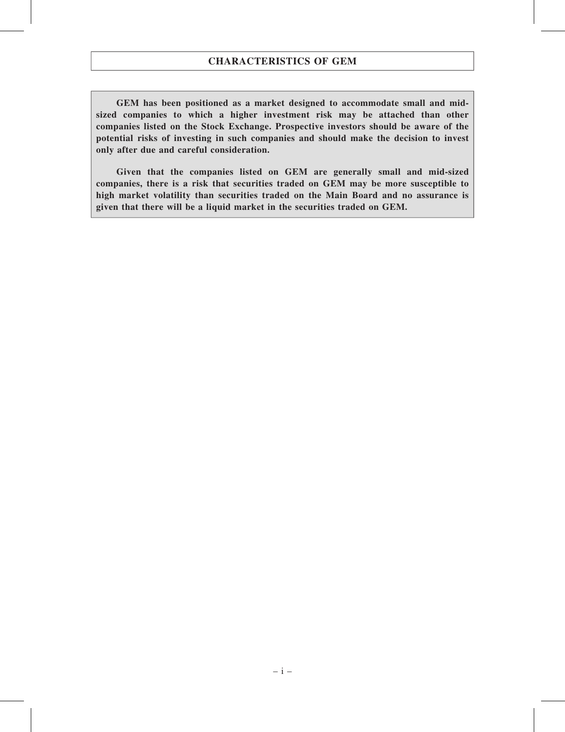## CHARACTERISTICS OF GEM

**GEM has been positioned as a market designed to accommodate small and mid-sized companies to which a higher investment risk may be attached than other companies listed on the Stock Exchange. Prospective investors should be aware of the potential risks of investing in such companies and should make the decision to invest only after due and careful consideration.**

**Given that the companies listed on GEM are generally small and mid-sized companies, there is a risk that securities traded on GEM may be more susceptible to high market volatility than securities traded on the Main Board and no assurance is given that there will be a liquid market in the securities traded on GEM.**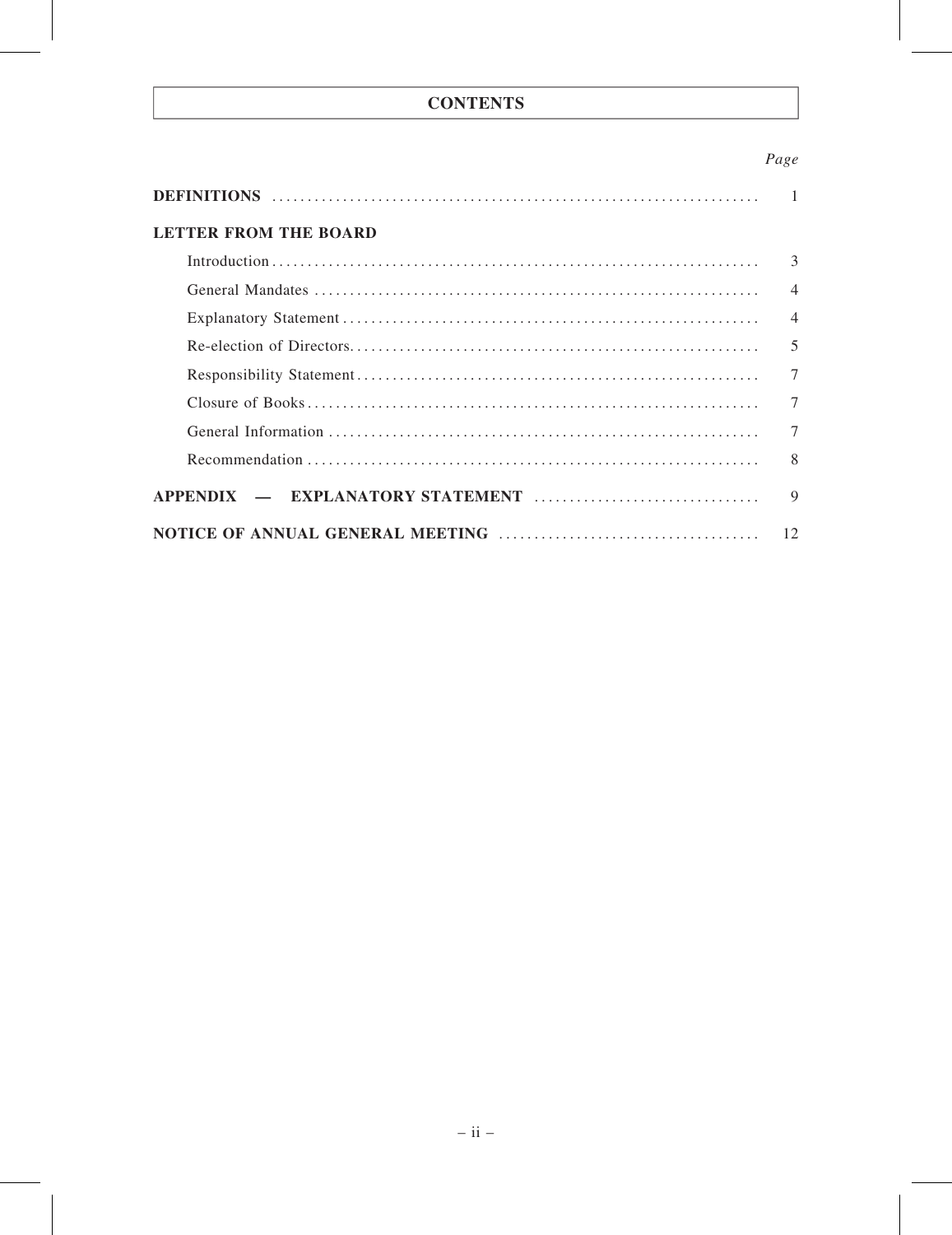# CONTENTS

| | *Page* |
|---|---|
| **DEFINITIONS** | 1 |
| **LETTER FROM THE BOARD** | |
| Introduction | 3 |
| General Mandates | 4 |
| Explanatory Statement | 4 |
| Re-election of Directors | 5 |
| Responsibility Statement | 7 |
| Closure of Books | 7 |
| General Information | 7 |
| Recommendation | 8 |
| **APPENDIX — EXPLANATORY STATEMENT** | 9 |
| **NOTICE OF ANNUAL GENERAL MEETING** | 12 |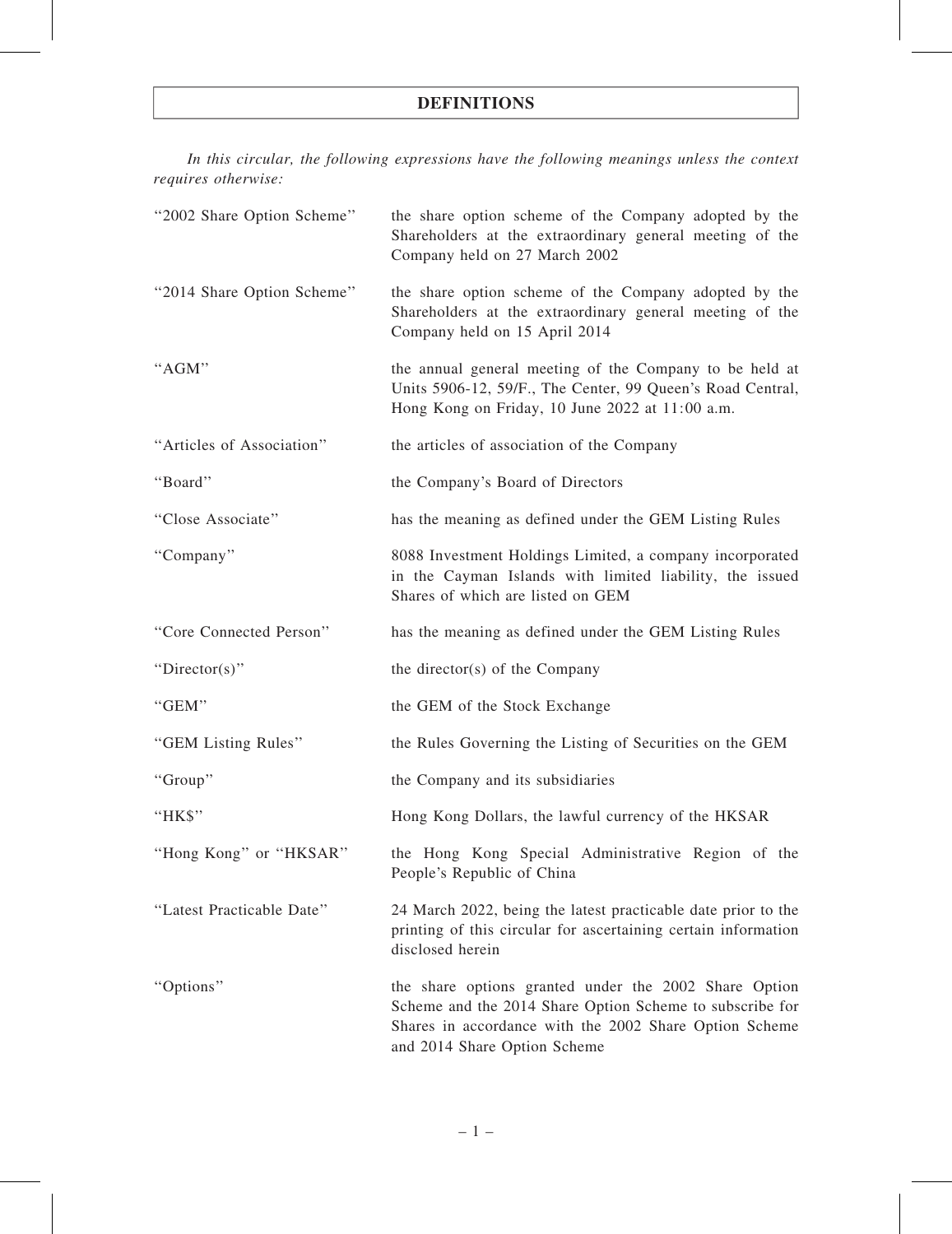# DEFINITIONS

*In this circular, the following expressions have the following meanings unless the context requires otherwise:*

| | |
|---|---|
| "2002 Share Option Scheme" | the share option scheme of the Company adopted by the Shareholders at the extraordinary general meeting of the Company held on 27 March 2002 |
| "2014 Share Option Scheme" | the share option scheme of the Company adopted by the Shareholders at the extraordinary general meeting of the Company held on 15 April 2014 |
| "AGM" | the annual general meeting of the Company to be held at Units 5906-12, 59/F., The Center, 99 Queen's Road Central, Hong Kong on Friday, 10 June 2022 at 11:00 a.m. |
| "Articles of Association" | the articles of association of the Company |
| "Board" | the Company's Board of Directors |
| "Close Associate" | has the meaning as defined under the GEM Listing Rules |
| "Company" | 8088 Investment Holdings Limited, a company incorporated in the Cayman Islands with limited liability, the issued Shares of which are listed on GEM |
| "Core Connected Person" | has the meaning as defined under the GEM Listing Rules |
| "Director(s)" | the director(s) of the Company |
| "GEM" | the GEM of the Stock Exchange |
| "GEM Listing Rules" | the Rules Governing the Listing of Securities on the GEM |
| "Group" | the Company and its subsidiaries |
| "HK$" | Hong Kong Dollars, the lawful currency of the HKSAR |
| "Hong Kong" or "HKSAR" | the Hong Kong Special Administrative Region of the People's Republic of China |
| "Latest Practicable Date" | 24 March 2022, being the latest practicable date prior to the printing of this circular for ascertaining certain information disclosed herein |
| "Options" | the share options granted under the 2002 Share Option Scheme and the 2014 Share Option Scheme to subscribe for Shares in accordance with the 2002 Share Option Scheme and 2014 Share Option Scheme |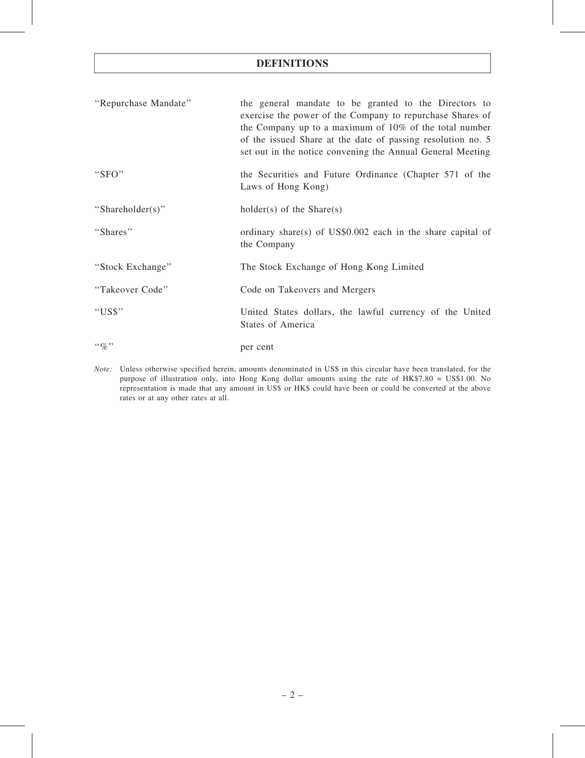# DEFINITIONS

| | |
|---|---|
| "Repurchase Mandate" | the general mandate to be granted to the Directors to exercise the power of the Company to repurchase Shares of the Company up to a maximum of 10% of the total number of the issued Share at the date of passing resolution no. 5 set out in the notice convening the Annual General Meeting |
| "SFO" | the Securities and Future Ordinance (Chapter 571 of the Laws of Hong Kong) |
| "Shareholder(s)" | holder(s) of the Share(s) |
| "Shares" | ordinary share(s) of US$0.002 each in the share capital of the Company |
| "Stock Exchange" | The Stock Exchange of Hong Kong Limited |
| "Takeover Code" | Code on Takeovers and Mergers |
| "US$" | United States dollars, the lawful currency of the United States of America |
| "%" | per cent |

*Note:* Unless otherwise specified herein, amounts denominated in US$ in this circular have been translated, for the purpose of illustration only, into Hong Kong dollar amounts using the rate of HK$7.80 = US$1.00. No representation is made that any amount in US$ or HK$ could have been or could be converted at the above rates or at any other rates at all.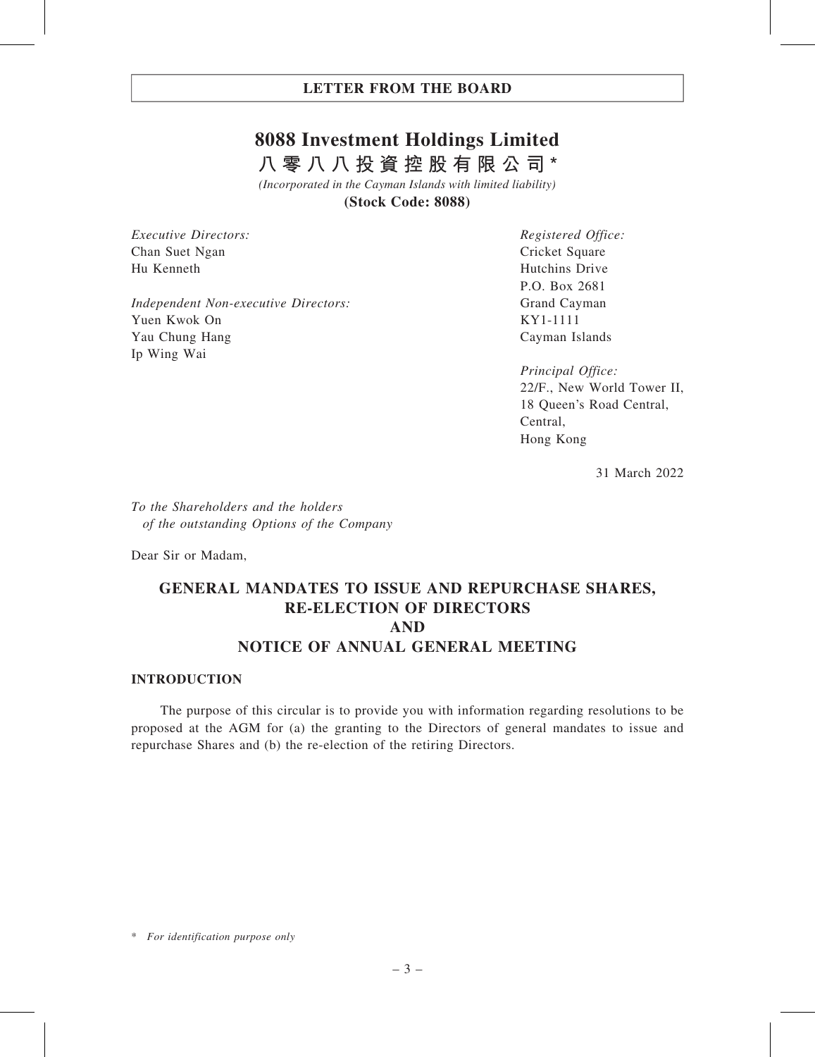# 8088 Investment Holdings Limited

## 八零八八投資控股有限公司*

*(Incorporated in the Cayman Islands with limited liability)*

**(Stock Code: 8088)**

*Executive Directors:*
Chan Suet Ngan
Hu Kenneth

*Independent Non-executive Directors:*
Yuen Kwok On
Yau Chung Hang
Ip Wing Wai

*Registered Office:*
Cricket Square
Hutchins Drive
P.O. Box 2681
Grand Cayman
KY1-1111
Cayman Islands

*Principal Office:*
22/F., New World Tower II,
18 Queen's Road Central,
Central,
Hong Kong

31 March 2022

*To the Shareholders and the holders of the outstanding Options of the Company*

Dear Sir or Madam,

## GENERAL MANDATES TO ISSUE AND REPURCHASE SHARES, RE-ELECTION OF DIRECTORS AND NOTICE OF ANNUAL GENERAL MEETING

### INTRODUCTION

The purpose of this circular is to provide you with information regarding resolutions to be proposed at the AGM for (a) the granting to the Directors of general mandates to issue and repurchase Shares and (b) the re-election of the retiring Directors.

\* *For identification purpose only*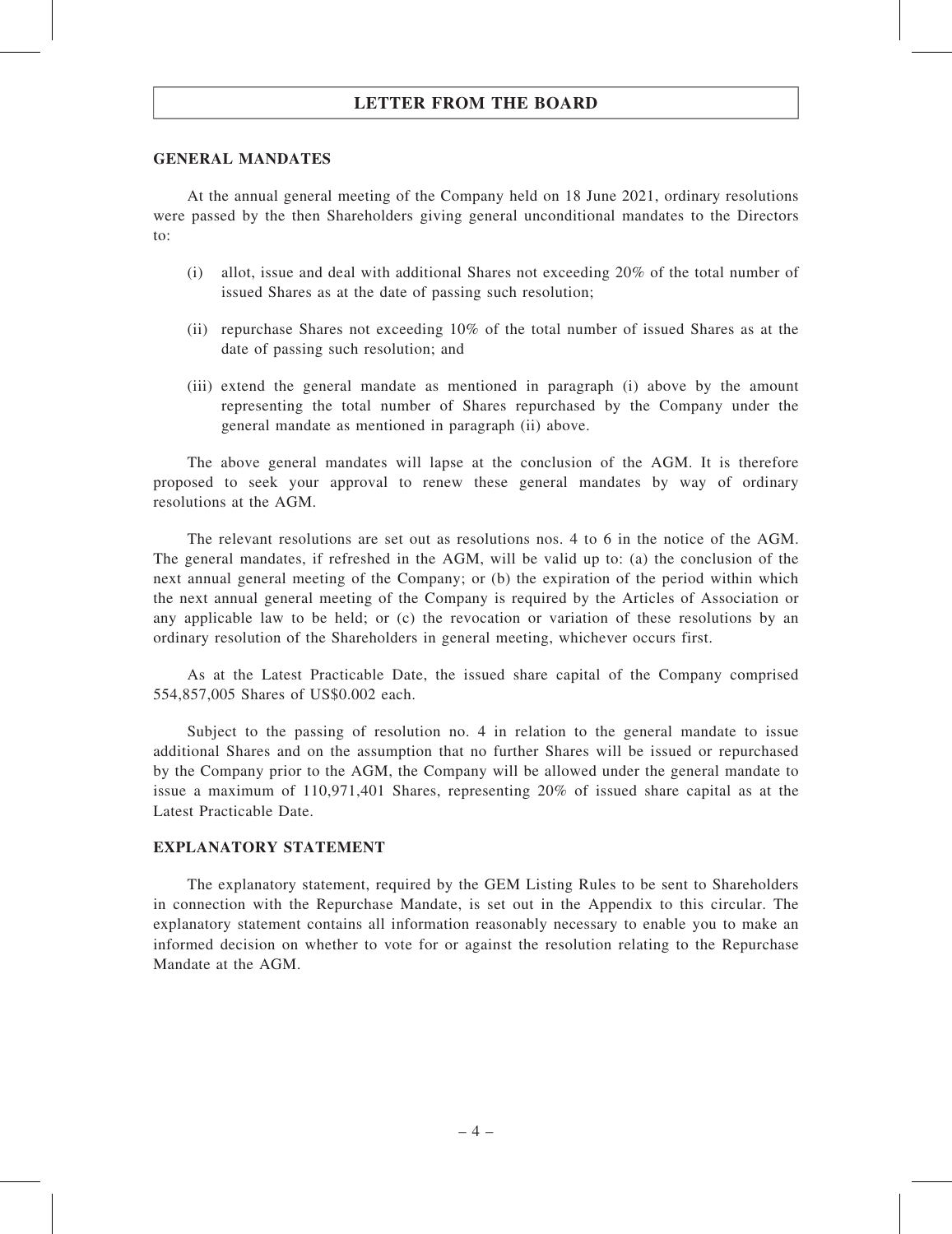## LETTER FROM THE BOARD

### GENERAL MANDATES

At the annual general meeting of the Company held on 18 June 2021, ordinary resolutions were passed by the then Shareholders giving general unconditional mandates to the Directors to:

(i) allot, issue and deal with additional Shares not exceeding 20% of the total number of issued Shares as at the date of passing such resolution;

(ii) repurchase Shares not exceeding 10% of the total number of issued Shares as at the date of passing such resolution; and

(iii) extend the general mandate as mentioned in paragraph (i) above by the amount representing the total number of Shares repurchased by the Company under the general mandate as mentioned in paragraph (ii) above.

The above general mandates will lapse at the conclusion of the AGM. It is therefore proposed to seek your approval to renew these general mandates by way of ordinary resolutions at the AGM.

The relevant resolutions are set out as resolutions nos. 4 to 6 in the notice of the AGM. The general mandates, if refreshed in the AGM, will be valid up to: (a) the conclusion of the next annual general meeting of the Company; or (b) the expiration of the period within which the next annual general meeting of the Company is required by the Articles of Association or any applicable law to be held; or (c) the revocation or variation of these resolutions by an ordinary resolution of the Shareholders in general meeting, whichever occurs first.

As at the Latest Practicable Date, the issued share capital of the Company comprised 554,857,005 Shares of US$0.002 each.

Subject to the passing of resolution no. 4 in relation to the general mandate to issue additional Shares and on the assumption that no further Shares will be issued or repurchased by the Company prior to the AGM, the Company will be allowed under the general mandate to issue a maximum of 110,971,401 Shares, representing 20% of issued share capital as at the Latest Practicable Date.

### EXPLANATORY STATEMENT

The explanatory statement, required by the GEM Listing Rules to be sent to Shareholders in connection with the Repurchase Mandate, is set out in the Appendix to this circular. The explanatory statement contains all information reasonably necessary to enable you to make an informed decision on whether to vote for or against the resolution relating to the Repurchase Mandate at the AGM.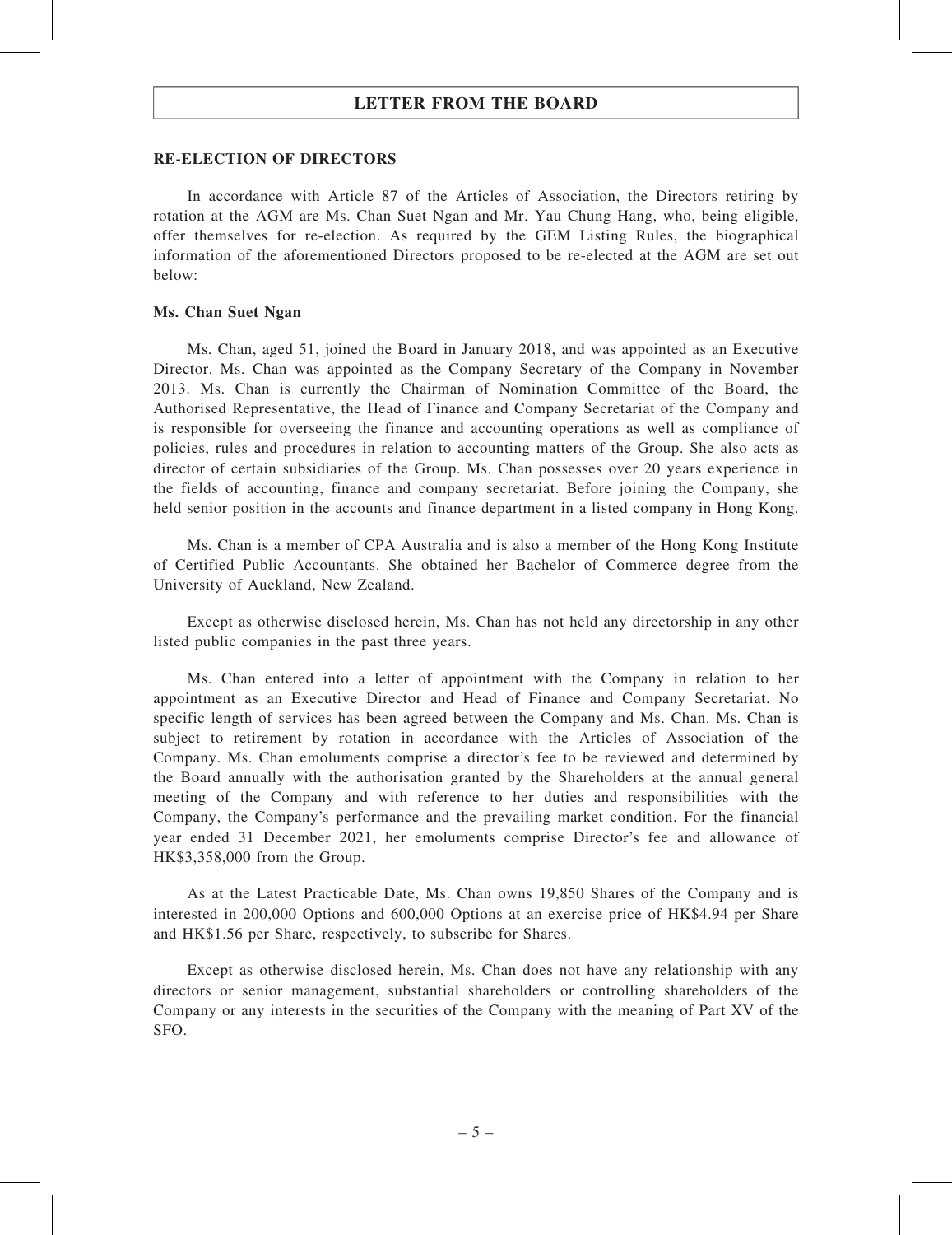## LETTER FROM THE BOARD

### RE-ELECTION OF DIRECTORS

In accordance with Article 87 of the Articles of Association, the Directors retiring by rotation at the AGM are Ms. Chan Suet Ngan and Mr. Yau Chung Hang, who, being eligible, offer themselves for re-election. As required by the GEM Listing Rules, the biographical information of the aforementioned Directors proposed to be re-elected at the AGM are set out below:

**Ms. Chan Suet Ngan**

Ms. Chan, aged 51, joined the Board in January 2018, and was appointed as an Executive Director. Ms. Chan was appointed as the Company Secretary of the Company in November 2013. Ms. Chan is currently the Chairman of Nomination Committee of the Board, the Authorised Representative, the Head of Finance and Company Secretariat of the Company and is responsible for overseeing the finance and accounting operations as well as compliance of policies, rules and procedures in relation to accounting matters of the Group. She also acts as director of certain subsidiaries of the Group. Ms. Chan possesses over 20 years experience in the fields of accounting, finance and company secretariat. Before joining the Company, she held senior position in the accounts and finance department in a listed company in Hong Kong.

Ms. Chan is a member of CPA Australia and is also a member of the Hong Kong Institute of Certified Public Accountants. She obtained her Bachelor of Commerce degree from the University of Auckland, New Zealand.

Except as otherwise disclosed herein, Ms. Chan has not held any directorship in any other listed public companies in the past three years.

Ms. Chan entered into a letter of appointment with the Company in relation to her appointment as an Executive Director and Head of Finance and Company Secretariat. No specific length of services has been agreed between the Company and Ms. Chan. Ms. Chan is subject to retirement by rotation in accordance with the Articles of Association of the Company. Ms. Chan emoluments comprise a director's fee to be reviewed and determined by the Board annually with the authorisation granted by the Shareholders at the annual general meeting of the Company and with reference to her duties and responsibilities with the Company, the Company's performance and the prevailing market condition. For the financial year ended 31 December 2021, her emoluments comprise Director's fee and allowance of HK$3,358,000 from the Group.

As at the Latest Practicable Date, Ms. Chan owns 19,850 Shares of the Company and is interested in 200,000 Options and 600,000 Options at an exercise price of HK$4.94 per Share and HK$1.56 per Share, respectively, to subscribe for Shares.

Except as otherwise disclosed herein, Ms. Chan does not have any relationship with any directors or senior management, substantial shareholders or controlling shareholders of the Company or any interests in the securities of the Company with the meaning of Part XV of the SFO.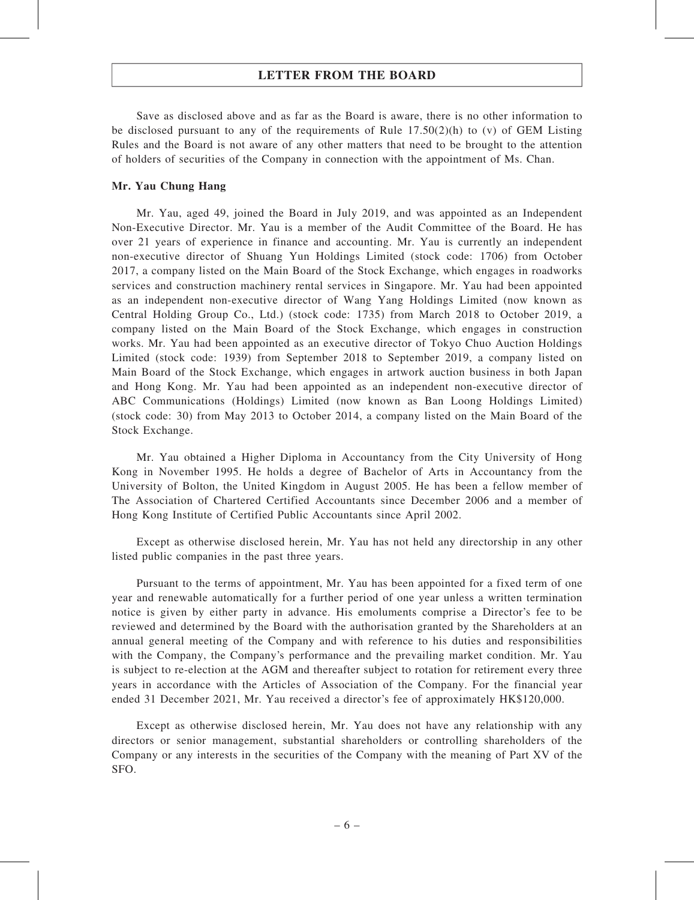Save as disclosed above and as far as the Board is aware, there is no other information to be disclosed pursuant to any of the requirements of Rule 17.50(2)(h) to (v) of GEM Listing Rules and the Board is not aware of any other matters that need to be brought to the attention of holders of securities of the Company in connection with the appointment of Ms. Chan.

**Mr. Yau Chung Hang**

Mr. Yau, aged 49, joined the Board in July 2019, and was appointed as an Independent Non-Executive Director. Mr. Yau is a member of the Audit Committee of the Board. He has over 21 years of experience in finance and accounting. Mr. Yau is currently an independent non-executive director of Shuang Yun Holdings Limited (stock code: 1706) from October 2017, a company listed on the Main Board of the Stock Exchange, which engages in roadworks services and construction machinery rental services in Singapore. Mr. Yau had been appointed as an independent non-executive director of Wang Yang Holdings Limited (now known as Central Holding Group Co., Ltd.) (stock code: 1735) from March 2018 to October 2019, a company listed on the Main Board of the Stock Exchange, which engages in construction works. Mr. Yau had been appointed as an executive director of Tokyo Chuo Auction Holdings Limited (stock code: 1939) from September 2018 to September 2019, a company listed on Main Board of the Stock Exchange, which engages in artwork auction business in both Japan and Hong Kong. Mr. Yau had been appointed as an independent non-executive director of ABC Communications (Holdings) Limited (now known as Ban Loong Holdings Limited) (stock code: 30) from May 2013 to October 2014, a company listed on the Main Board of the Stock Exchange.

Mr. Yau obtained a Higher Diploma in Accountancy from the City University of Hong Kong in November 1995. He holds a degree of Bachelor of Arts in Accountancy from the University of Bolton, the United Kingdom in August 2005. He has been a fellow member of The Association of Chartered Certified Accountants since December 2006 and a member of Hong Kong Institute of Certified Public Accountants since April 2002.

Except as otherwise disclosed herein, Mr. Yau has not held any directorship in any other listed public companies in the past three years.

Pursuant to the terms of appointment, Mr. Yau has been appointed for a fixed term of one year and renewable automatically for a further period of one year unless a written termination notice is given by either party in advance. His emoluments comprise a Director's fee to be reviewed and determined by the Board with the authorisation granted by the Shareholders at an annual general meeting of the Company and with reference to his duties and responsibilities with the Company, the Company's performance and the prevailing market condition. Mr. Yau is subject to re-election at the AGM and thereafter subject to rotation for retirement every three years in accordance with the Articles of Association of the Company. For the financial year ended 31 December 2021, Mr. Yau received a director's fee of approximately HK$120,000.

Except as otherwise disclosed herein, Mr. Yau does not have any relationship with any directors or senior management, substantial shareholders or controlling shareholders of the Company or any interests in the securities of the Company with the meaning of Part XV of the SFO.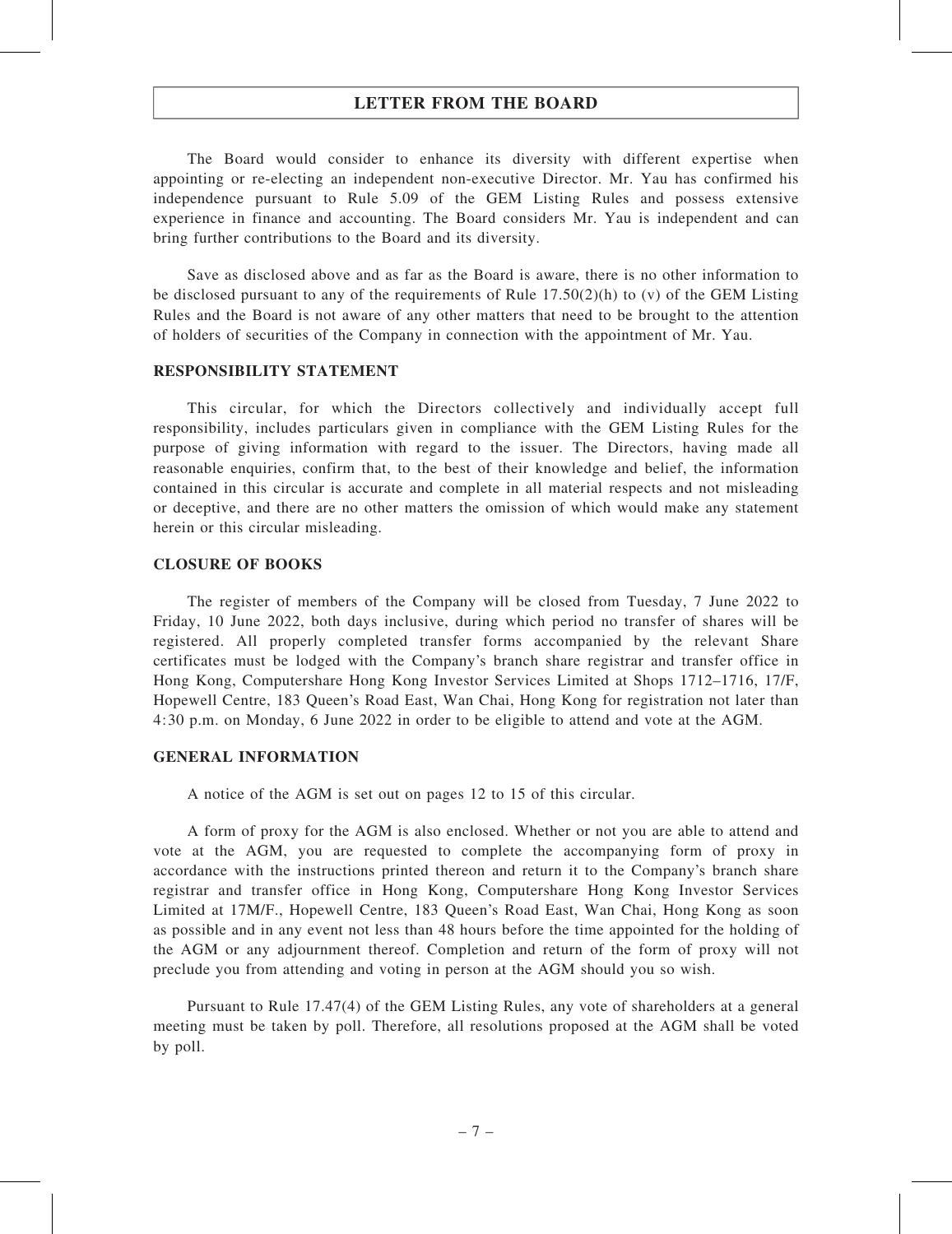## LETTER FROM THE BOARD

The Board would consider to enhance its diversity with different expertise when appointing or re-electing an independent non-executive Director. Mr. Yau has confirmed his independence pursuant to Rule 5.09 of the GEM Listing Rules and possess extensive experience in finance and accounting. The Board considers Mr. Yau is independent and can bring further contributions to the Board and its diversity.

Save as disclosed above and as far as the Board is aware, there is no other information to be disclosed pursuant to any of the requirements of Rule 17.50(2)(h) to (v) of the GEM Listing Rules and the Board is not aware of any other matters that need to be brought to the attention of holders of securities of the Company in connection with the appointment of Mr. Yau.

### RESPONSIBILITY STATEMENT

This circular, for which the Directors collectively and individually accept full responsibility, includes particulars given in compliance with the GEM Listing Rules for the purpose of giving information with regard to the issuer. The Directors, having made all reasonable enquiries, confirm that, to the best of their knowledge and belief, the information contained in this circular is accurate and complete in all material respects and not misleading or deceptive, and there are no other matters the omission of which would make any statement herein or this circular misleading.

### CLOSURE OF BOOKS

The register of members of the Company will be closed from Tuesday, 7 June 2022 to Friday, 10 June 2022, both days inclusive, during which period no transfer of shares will be registered. All properly completed transfer forms accompanied by the relevant Share certificates must be lodged with the Company's branch share registrar and transfer office in Hong Kong, Computershare Hong Kong Investor Services Limited at Shops 1712–1716, 17/F, Hopewell Centre, 183 Queen's Road East, Wan Chai, Hong Kong for registration not later than 4:30 p.m. on Monday, 6 June 2022 in order to be eligible to attend and vote at the AGM.

### GENERAL INFORMATION

A notice of the AGM is set out on pages 12 to 15 of this circular.

A form of proxy for the AGM is also enclosed. Whether or not you are able to attend and vote at the AGM, you are requested to complete the accompanying form of proxy in accordance with the instructions printed thereon and return it to the Company's branch share registrar and transfer office in Hong Kong, Computershare Hong Kong Investor Services Limited at 17M/F., Hopewell Centre, 183 Queen's Road East, Wan Chai, Hong Kong as soon as possible and in any event not less than 48 hours before the time appointed for the holding of the AGM or any adjournment thereof. Completion and return of the form of proxy will not preclude you from attending and voting in person at the AGM should you so wish.

Pursuant to Rule 17.47(4) of the GEM Listing Rules, any vote of shareholders at a general meeting must be taken by poll. Therefore, all resolutions proposed at the AGM shall be voted by poll.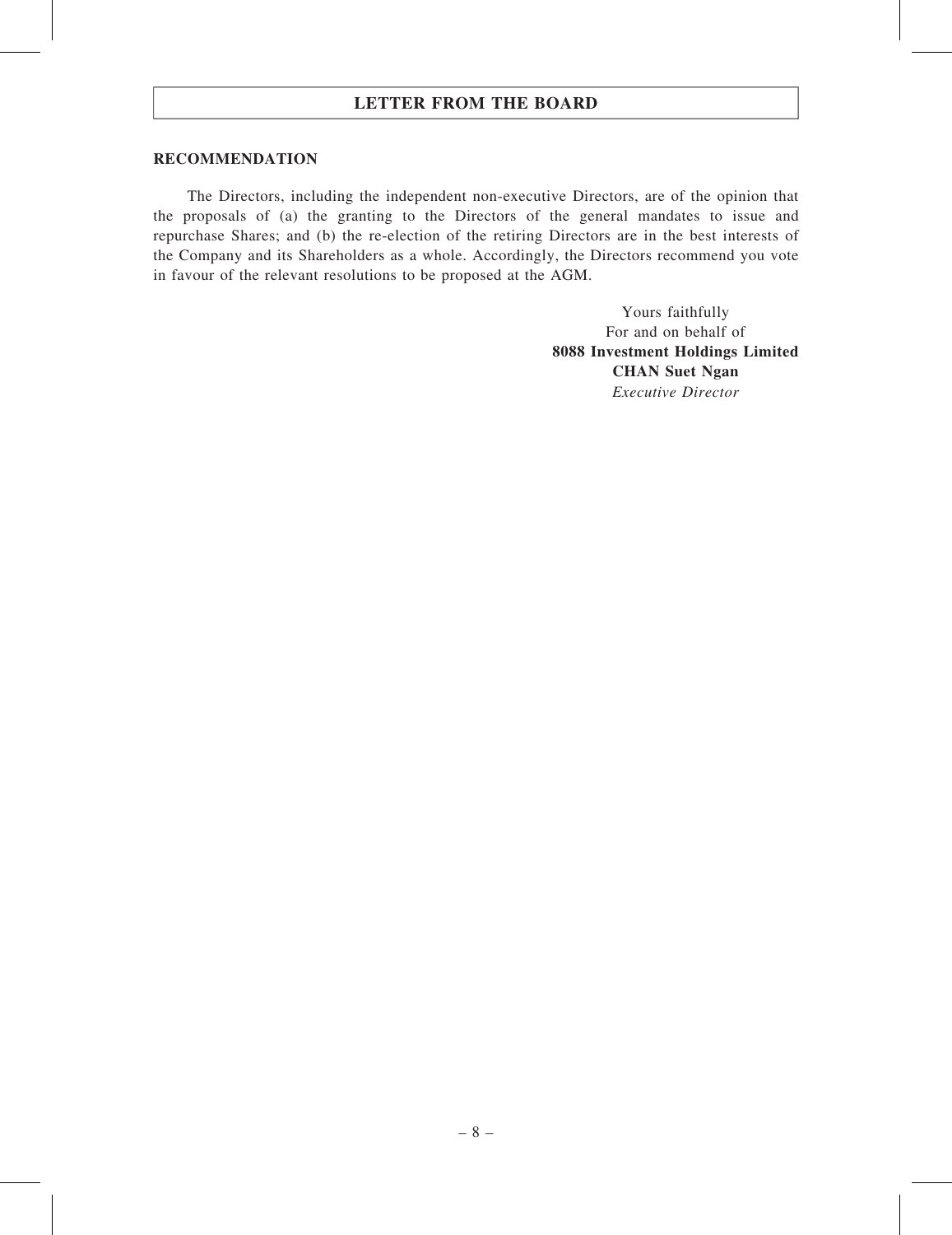## RECOMMENDATION

The Directors, including the independent non-executive Directors, are of the opinion that the proposals of (a) the granting to the Directors of the general mandates to issue and repurchase Shares; and (b) the re-election of the retiring Directors are in the best interests of the Company and its Shareholders as a whole. Accordingly, the Directors recommend you vote in favour of the relevant resolutions to be proposed at the AGM.

Yours faithfully
For and on behalf of
**8088 Investment Holdings Limited**
**CHAN Suet Ngan**
*Executive Director*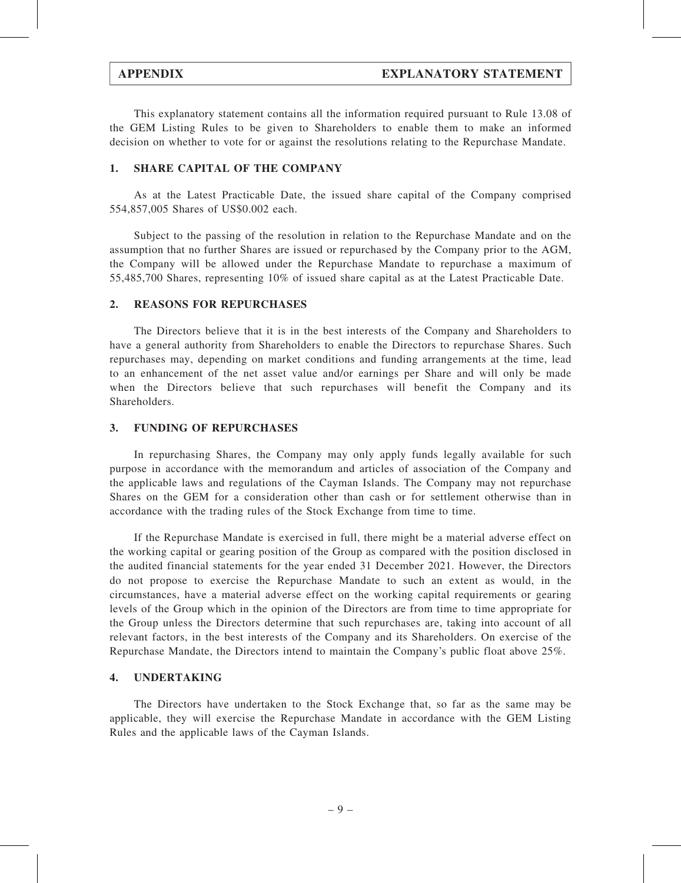## APPENDIX — EXPLANATORY STATEMENT

This explanatory statement contains all the information required pursuant to Rule 13.08 of the GEM Listing Rules to be given to Shareholders to enable them to make an informed decision on whether to vote for or against the resolutions relating to the Repurchase Mandate.

### 1. SHARE CAPITAL OF THE COMPANY

As at the Latest Practicable Date, the issued share capital of the Company comprised 554,857,005 Shares of US$0.002 each.

Subject to the passing of the resolution in relation to the Repurchase Mandate and on the assumption that no further Shares are issued or repurchased by the Company prior to the AGM, the Company will be allowed under the Repurchase Mandate to repurchase a maximum of 55,485,700 Shares, representing 10% of issued share capital as at the Latest Practicable Date.

### 2. REASONS FOR REPURCHASES

The Directors believe that it is in the best interests of the Company and Shareholders to have a general authority from Shareholders to enable the Directors to repurchase Shares. Such repurchases may, depending on market conditions and funding arrangements at the time, lead to an enhancement of the net asset value and/or earnings per Share and will only be made when the Directors believe that such repurchases will benefit the Company and its Shareholders.

### 3. FUNDING OF REPURCHASES

In repurchasing Shares, the Company may only apply funds legally available for such purpose in accordance with the memorandum and articles of association of the Company and the applicable laws and regulations of the Cayman Islands. The Company may not repurchase Shares on the GEM for a consideration other than cash or for settlement otherwise than in accordance with the trading rules of the Stock Exchange from time to time.

If the Repurchase Mandate is exercised in full, there might be a material adverse effect on the working capital or gearing position of the Group as compared with the position disclosed in the audited financial statements for the year ended 31 December 2021. However, the Directors do not propose to exercise the Repurchase Mandate to such an extent as would, in the circumstances, have a material adverse effect on the working capital requirements or gearing levels of the Group which in the opinion of the Directors are from time to time appropriate for the Group unless the Directors determine that such repurchases are, taking into account of all relevant factors, in the best interests of the Company and its Shareholders. On exercise of the Repurchase Mandate, the Directors intend to maintain the Company's public float above 25%.

### 4. UNDERTAKING

The Directors have undertaken to the Stock Exchange that, so far as the same may be applicable, they will exercise the Repurchase Mandate in accordance with the GEM Listing Rules and the applicable laws of the Cayman Islands.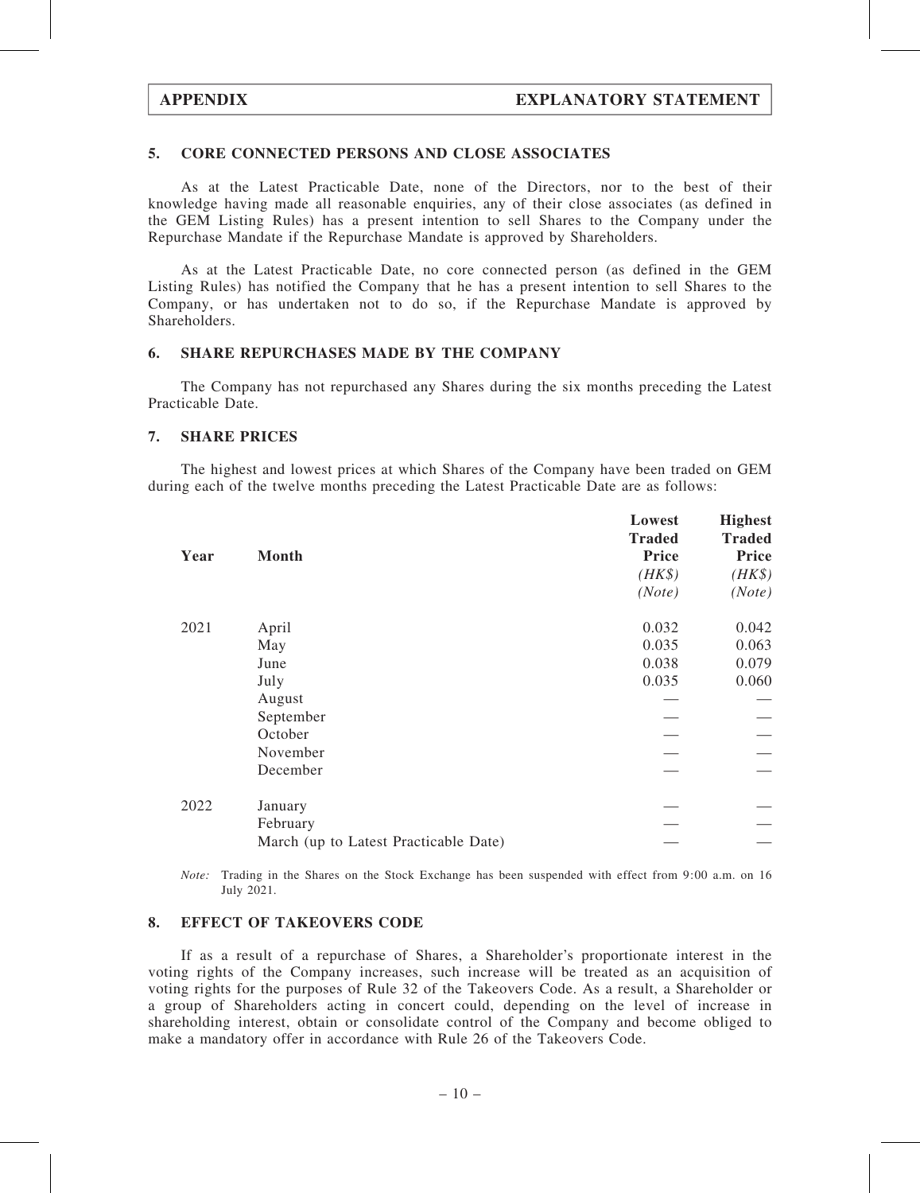## 5. CORE CONNECTED PERSONS AND CLOSE ASSOCIATES

As at the Latest Practicable Date, none of the Directors, nor to the best of their knowledge having made all reasonable enquiries, any of their close associates (as defined in the GEM Listing Rules) has a present intention to sell Shares to the Company under the Repurchase Mandate if the Repurchase Mandate is approved by Shareholders.

As at the Latest Practicable Date, no core connected person (as defined in the GEM Listing Rules) has notified the Company that he has a present intention to sell Shares to the Company, or has undertaken not to do so, if the Repurchase Mandate is approved by Shareholders.

## 6. SHARE REPURCHASES MADE BY THE COMPANY

The Company has not repurchased any Shares during the six months preceding the Latest Practicable Date.

## 7. SHARE PRICES

The highest and lowest prices at which Shares of the Company have been traded on GEM during each of the twelve months preceding the Latest Practicable Date are as follows:

| Year | Month | Lowest Traded Price *(HK$)* *(Note)* | Highest Traded Price *(HK$)* *(Note)* |
|---|---|---|---|
| 2021 | April | 0.032 | 0.042 |
| | May | 0.035 | 0.063 |
| | June | 0.038 | 0.079 |
| | July | 0.035 | 0.060 |
| | August | — | — |
| | September | — | — |
| | October | — | — |
| | November | — | — |
| | December | — | — |
| 2022 | January | — | — |
| | February | — | — |
| | March (up to Latest Practicable Date) | — | — |

*Note:* Trading in the Shares on the Stock Exchange has been suspended with effect from 9:00 a.m. on 16 July 2021.

## 8. EFFECT OF TAKEOVERS CODE

If as a result of a repurchase of Shares, a Shareholder's proportionate interest in the voting rights of the Company increases, such increase will be treated as an acquisition of voting rights for the purposes of Rule 32 of the Takeovers Code. As a result, a Shareholder or a group of Shareholders acting in concert could, depending on the level of increase in shareholding interest, obtain or consolidate control of the Company and become obliged to make a mandatory offer in accordance with Rule 26 of the Takeovers Code.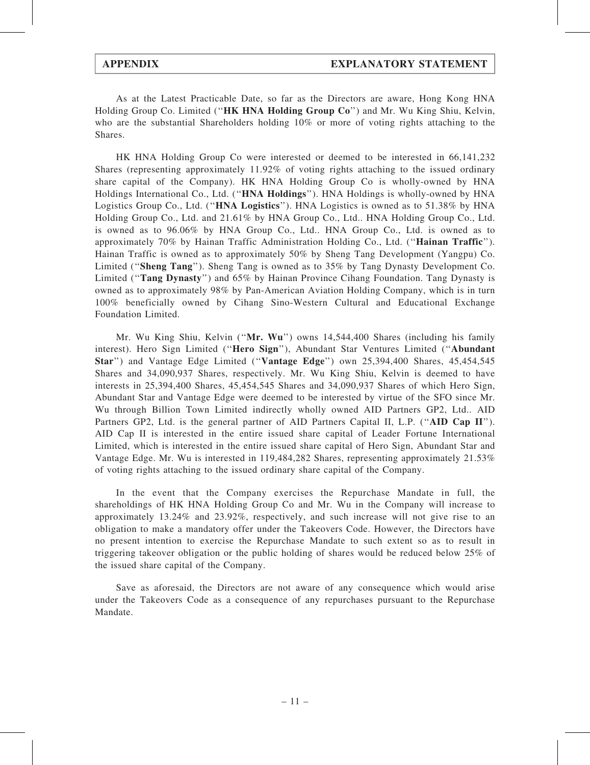As at the Latest Practicable Date, so far as the Directors are aware, Hong Kong HNA Holding Group Co. Limited (''**HK HNA Holding Group Co**'') and Mr. Wu King Shiu, Kelvin, who are the substantial Shareholders holding 10% or more of voting rights attaching to the Shares.

HK HNA Holding Group Co were interested or deemed to be interested in 66,141,232 Shares (representing approximately 11.92% of voting rights attaching to the issued ordinary share capital of the Company). HK HNA Holding Group Co is wholly-owned by HNA Holdings International Co., Ltd. (''**HNA Holdings**''). HNA Holdings is wholly-owned by HNA Logistics Group Co., Ltd. (''**HNA Logistics**''). HNA Logistics is owned as to 51.38% by HNA Holding Group Co., Ltd. and 21.61% by HNA Group Co., Ltd.. HNA Holding Group Co., Ltd. is owned as to 96.06% by HNA Group Co., Ltd.. HNA Group Co., Ltd. is owned as to approximately 70% by Hainan Traffic Administration Holding Co., Ltd. (''**Hainan Traffic**''). Hainan Traffic is owned as to approximately 50% by Sheng Tang Development (Yangpu) Co. Limited (''**Sheng Tang**''). Sheng Tang is owned as to 35% by Tang Dynasty Development Co. Limited (''**Tang Dynasty**'') and 65% by Hainan Province Cihang Foundation. Tang Dynasty is owned as to approximately 98% by Pan-American Aviation Holding Company, which is in turn 100% beneficially owned by Cihang Sino-Western Cultural and Educational Exchange Foundation Limited.

Mr. Wu King Shiu, Kelvin (''**Mr. Wu**'') owns 14,544,400 Shares (including his family interest). Hero Sign Limited (''**Hero Sign**''), Abundant Star Ventures Limited (''**Abundant Star**'') and Vantage Edge Limited (''**Vantage Edge**'') own 25,394,400 Shares, 45,454,545 Shares and 34,090,937 Shares, respectively. Mr. Wu King Shiu, Kelvin is deemed to have interests in 25,394,400 Shares, 45,454,545 Shares and 34,090,937 Shares of which Hero Sign, Abundant Star and Vantage Edge were deemed to be interested by virtue of the SFO since Mr. Wu through Billion Town Limited indirectly wholly owned AID Partners GP2, Ltd.. AID Partners GP2, Ltd. is the general partner of AID Partners Capital II, L.P. (''**AID Cap II**''). AID Cap II is interested in the entire issued share capital of Leader Fortune International Limited, which is interested in the entire issued share capital of Hero Sign, Abundant Star and Vantage Edge. Mr. Wu is interested in 119,484,282 Shares, representing approximately 21.53% of voting rights attaching to the issued ordinary share capital of the Company.

In the event that the Company exercises the Repurchase Mandate in full, the shareholdings of HK HNA Holding Group Co and Mr. Wu in the Company will increase to approximately 13.24% and 23.92%, respectively, and such increase will not give rise to an obligation to make a mandatory offer under the Takeovers Code. However, the Directors have no present intention to exercise the Repurchase Mandate to such extent so as to result in triggering takeover obligation or the public holding of shares would be reduced below 25% of the issued share capital of the Company.

Save as aforesaid, the Directors are not aware of any consequence which would arise under the Takeovers Code as a consequence of any repurchases pursuant to the Repurchase Mandate.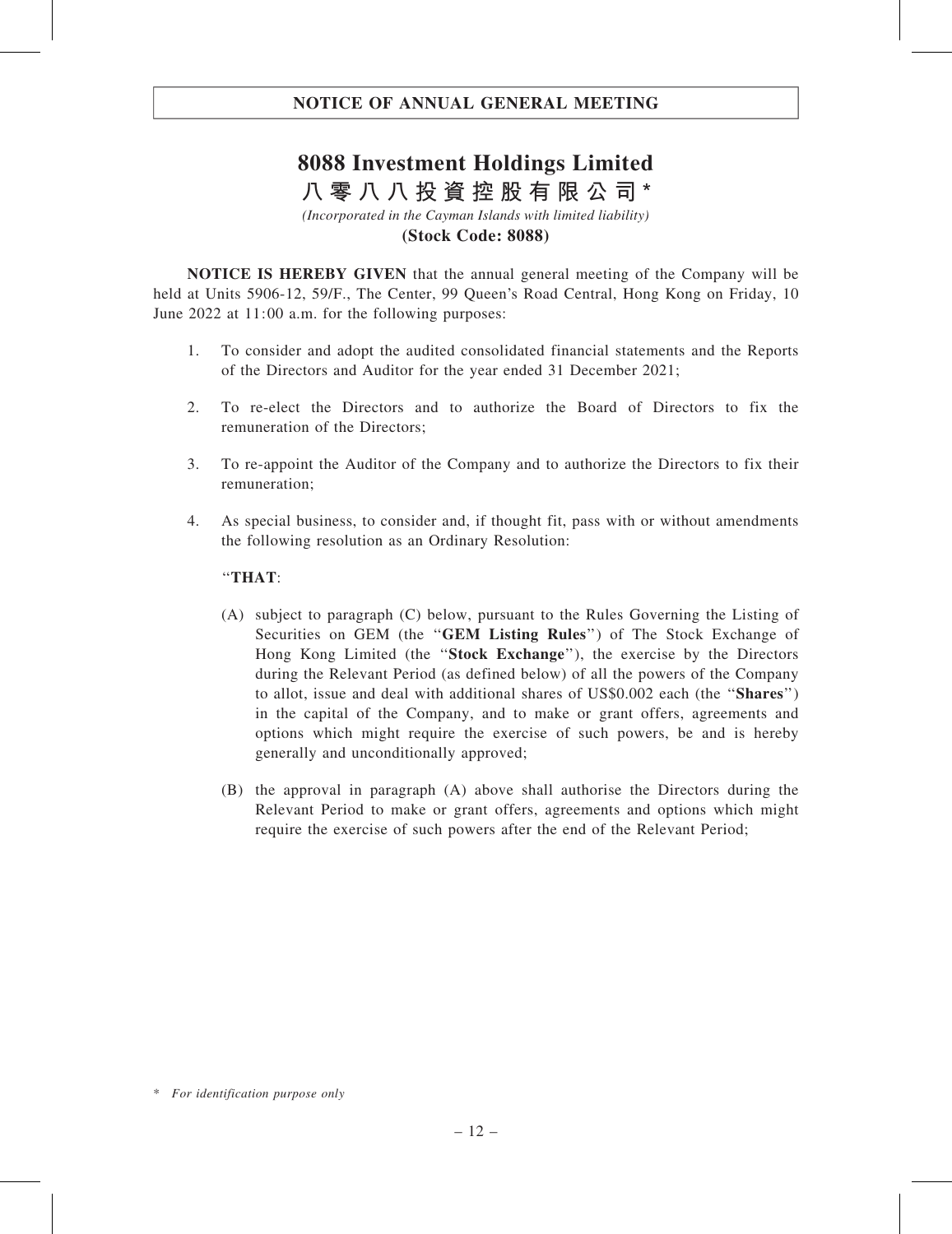# NOTICE OF ANNUAL GENERAL MEETING

# 8088 Investment Holdings Limited
## 八零八八投資控股有限公司*

*(Incorporated in the Cayman Islands with limited liability)*

**(Stock Code: 8088)**

**NOTICE IS HEREBY GIVEN** that the annual general meeting of the Company will be held at Units 5906-12, 59/F., The Center, 99 Queen's Road Central, Hong Kong on Friday, 10 June 2022 at 11:00 a.m. for the following purposes:

1. To consider and adopt the audited consolidated financial statements and the Reports of the Directors and Auditor for the year ended 31 December 2021;

2. To re-elect the Directors and to authorize the Board of Directors to fix the remuneration of the Directors;

3. To re-appoint the Auditor of the Company and to authorize the Directors to fix their remuneration;

4. As special business, to consider and, if thought fit, pass with or without amendments the following resolution as an Ordinary Resolution:

   "**THAT**:

   (A) subject to paragraph (C) below, pursuant to the Rules Governing the Listing of Securities on GEM (the "**GEM Listing Rules**") of The Stock Exchange of Hong Kong Limited (the "**Stock Exchange**"), the exercise by the Directors during the Relevant Period (as defined below) of all the powers of the Company to allot, issue and deal with additional shares of US$0.002 each (the "**Shares**") in the capital of the Company, and to make or grant offers, agreements and options which might require the exercise of such powers, be and is hereby generally and unconditionally approved;

   (B) the approval in paragraph (A) above shall authorise the Directors during the Relevant Period to make or grant offers, agreements and options which might require the exercise of such powers after the end of the Relevant Period;

\* *For identification purpose only*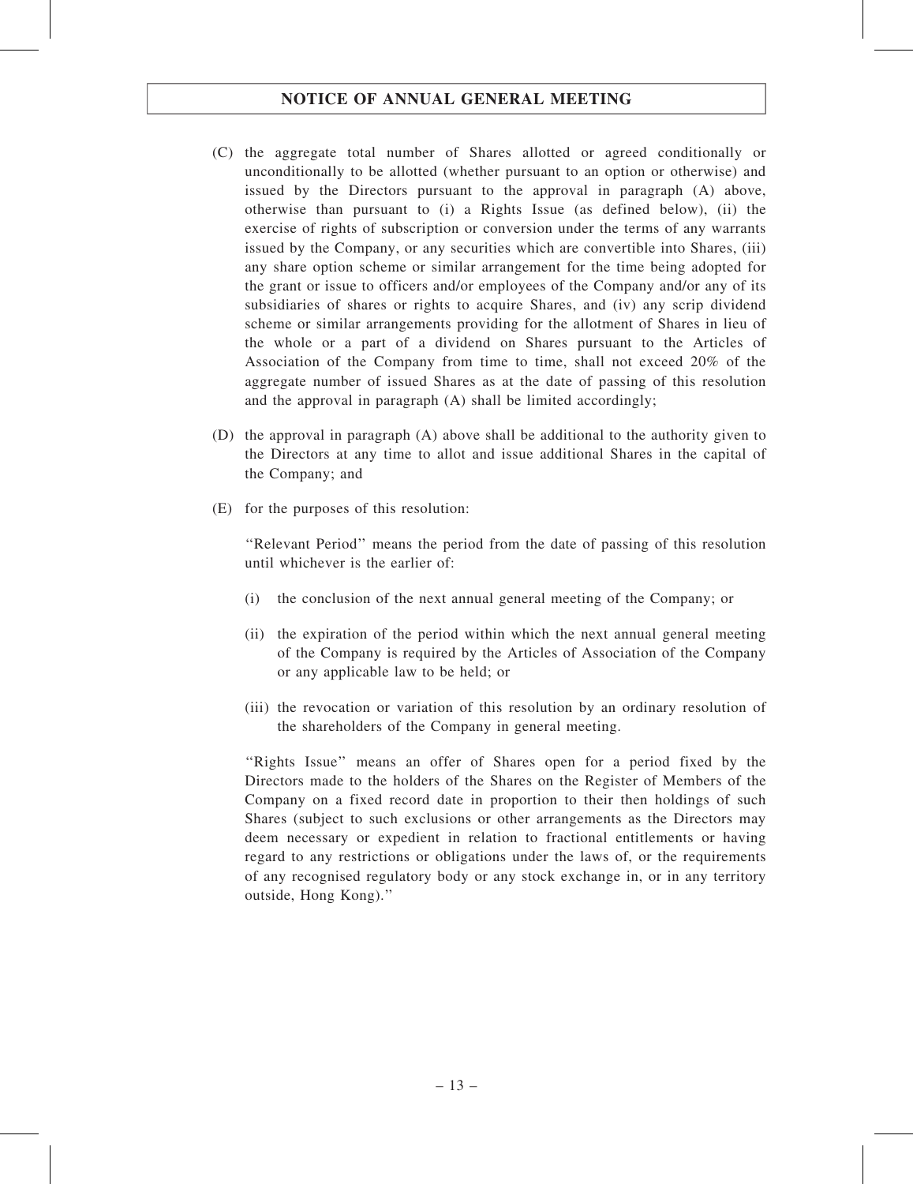(C) the aggregate total number of Shares allotted or agreed conditionally or unconditionally to be allotted (whether pursuant to an option or otherwise) and issued by the Directors pursuant to the approval in paragraph (A) above, otherwise than pursuant to (i) a Rights Issue (as defined below), (ii) the exercise of rights of subscription or conversion under the terms of any warrants issued by the Company, or any securities which are convertible into Shares, (iii) any share option scheme or similar arrangement for the time being adopted for the grant or issue to officers and/or employees of the Company and/or any of its subsidiaries of shares or rights to acquire Shares, and (iv) any scrip dividend scheme or similar arrangements providing for the allotment of Shares in lieu of the whole or a part of a dividend on Shares pursuant to the Articles of Association of the Company from time to time, shall not exceed 20% of the aggregate number of issued Shares as at the date of passing of this resolution and the approval in paragraph (A) shall be limited accordingly;

(D) the approval in paragraph (A) above shall be additional to the authority given to the Directors at any time to allot and issue additional Shares in the capital of the Company; and

(E) for the purposes of this resolution:

"Relevant Period" means the period from the date of passing of this resolution until whichever is the earlier of:

(i) the conclusion of the next annual general meeting of the Company; or

(ii) the expiration of the period within which the next annual general meeting of the Company is required by the Articles of Association of the Company or any applicable law to be held; or

(iii) the revocation or variation of this resolution by an ordinary resolution of the shareholders of the Company in general meeting.

"Rights Issue" means an offer of Shares open for a period fixed by the Directors made to the holders of the Shares on the Register of Members of the Company on a fixed record date in proportion to their then holdings of such Shares (subject to such exclusions or other arrangements as the Directors may deem necessary or expedient in relation to fractional entitlements or having regard to any restrictions or obligations under the laws of, or the requirements of any recognised regulatory body or any stock exchange in, or in any territory outside, Hong Kong)."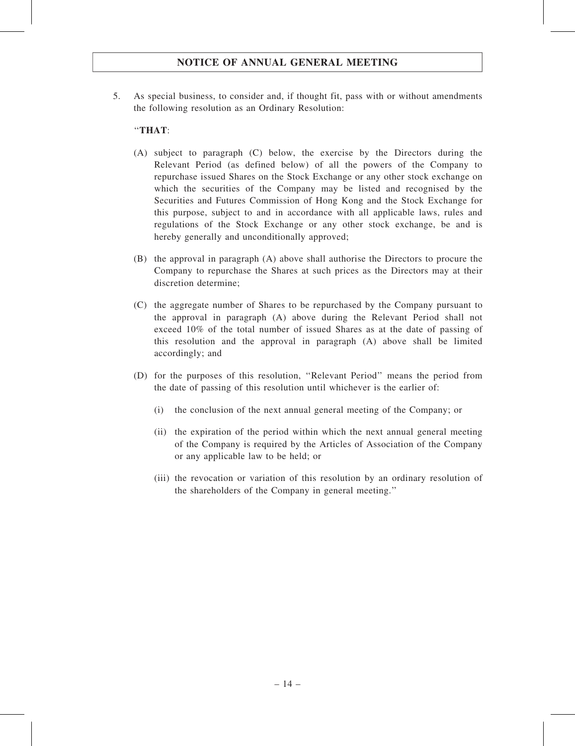5. As special business, to consider and, if thought fit, pass with or without amendments the following resolution as an Ordinary Resolution:

"**THAT**:

(A) subject to paragraph (C) below, the exercise by the Directors during the Relevant Period (as defined below) of all the powers of the Company to repurchase issued Shares on the Stock Exchange or any other stock exchange on which the securities of the Company may be listed and recognised by the Securities and Futures Commission of Hong Kong and the Stock Exchange for this purpose, subject to and in accordance with all applicable laws, rules and regulations of the Stock Exchange or any other stock exchange, be and is hereby generally and unconditionally approved;

(B) the approval in paragraph (A) above shall authorise the Directors to procure the Company to repurchase the Shares at such prices as the Directors may at their discretion determine;

(C) the aggregate number of Shares to be repurchased by the Company pursuant to the approval in paragraph (A) above during the Relevant Period shall not exceed 10% of the total number of issued Shares as at the date of passing of this resolution and the approval in paragraph (A) above shall be limited accordingly; and

(D) for the purposes of this resolution, "Relevant Period" means the period from the date of passing of this resolution until whichever is the earlier of:

(i) the conclusion of the next annual general meeting of the Company; or

(ii) the expiration of the period within which the next annual general meeting of the Company is required by the Articles of Association of the Company or any applicable law to be held; or

(iii) the revocation or variation of this resolution by an ordinary resolution of the shareholders of the Company in general meeting."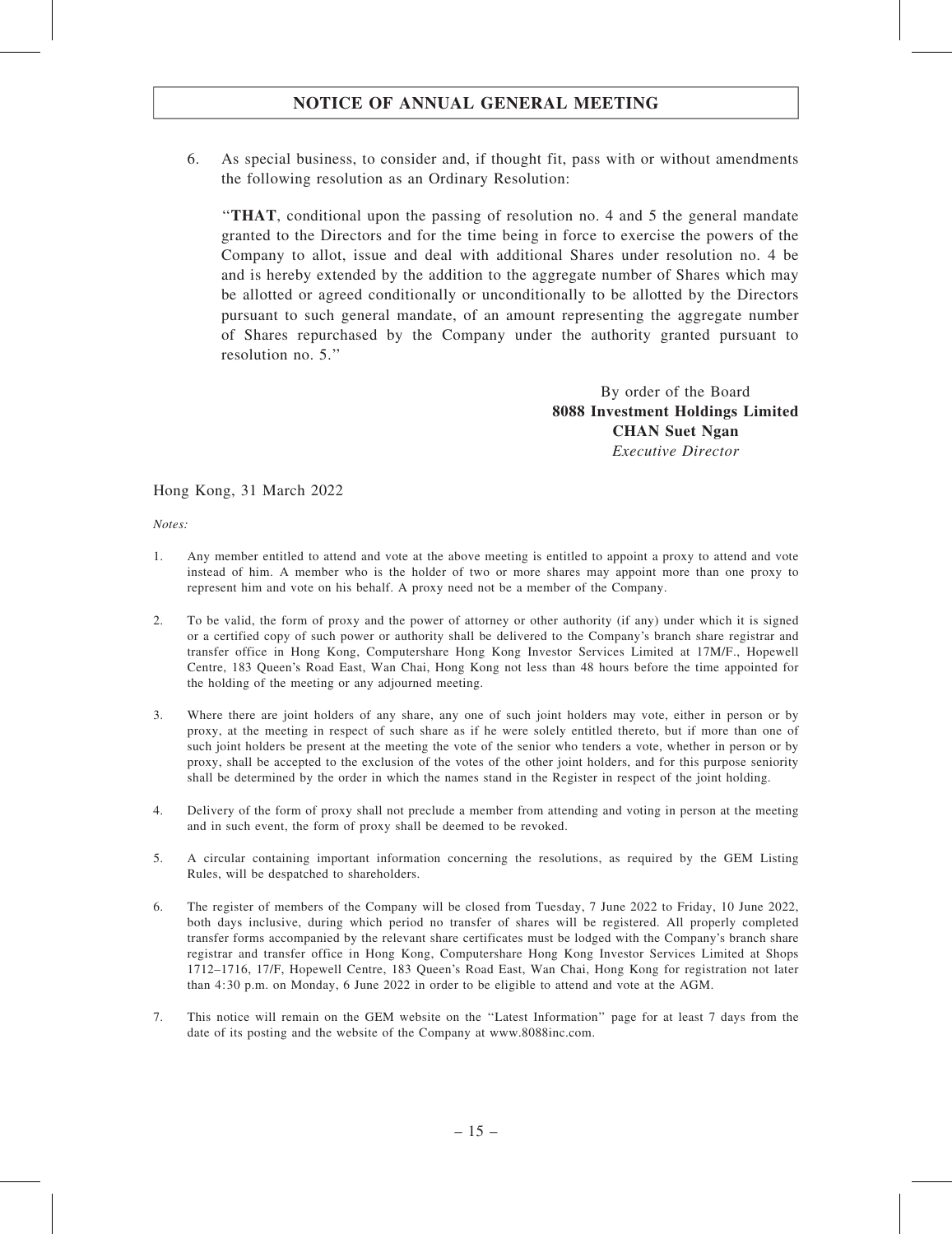6. As special business, to consider and, if thought fit, pass with or without amendments the following resolution as an Ordinary Resolution:

 "**THAT**, conditional upon the passing of resolution no. 4 and 5 the general mandate granted to the Directors and for the time being in force to exercise the powers of the Company to allot, issue and deal with additional Shares under resolution no. 4 be and is hereby extended by the addition to the aggregate number of Shares which may be allotted or agreed conditionally or unconditionally to be allotted by the Directors pursuant to such general mandate, of an amount representing the aggregate number of Shares repurchased by the Company under the authority granted pursuant to resolution no. 5."

By order of the Board
**8088 Investment Holdings Limited**
**CHAN Suet Ngan**
*Executive Director*

Hong Kong, 31 March 2022

*Notes:*

1. Any member entitled to attend and vote at the above meeting is entitled to appoint a proxy to attend and vote instead of him. A member who is the holder of two or more shares may appoint more than one proxy to represent him and vote on his behalf. A proxy need not be a member of the Company.

2. To be valid, the form of proxy and the power of attorney or other authority (if any) under which it is signed or a certified copy of such power or authority shall be delivered to the Company's branch share registrar and transfer office in Hong Kong, Computershare Hong Kong Investor Services Limited at 17M/F., Hopewell Centre, 183 Queen's Road East, Wan Chai, Hong Kong not less than 48 hours before the time appointed for the holding of the meeting or any adjourned meeting.

3. Where there are joint holders of any share, any one of such joint holders may vote, either in person or by proxy, at the meeting in respect of such share as if he were solely entitled thereto, but if more than one of such joint holders be present at the meeting the vote of the senior who tenders a vote, whether in person or by proxy, shall be accepted to the exclusion of the votes of the other joint holders, and for this purpose seniority shall be determined by the order in which the names stand in the Register in respect of the joint holding.

4. Delivery of the form of proxy shall not preclude a member from attending and voting in person at the meeting and in such event, the form of proxy shall be deemed to be revoked.

5. A circular containing important information concerning the resolutions, as required by the GEM Listing Rules, will be despatched to shareholders.

6. The register of members of the Company will be closed from Tuesday, 7 June 2022 to Friday, 10 June 2022, both days inclusive, during which period no transfer of shares will be registered. All properly completed transfer forms accompanied by the relevant share certificates must be lodged with the Company's branch share registrar and transfer office in Hong Kong, Computershare Hong Kong Investor Services Limited at Shops 1712–1716, 17/F, Hopewell Centre, 183 Queen's Road East, Wan Chai, Hong Kong for registration not later than 4:30 p.m. on Monday, 6 June 2022 in order to be eligible to attend and vote at the AGM.

7. This notice will remain on the GEM website on the "Latest Information" page for at least 7 days from the date of its posting and the website of the Company at www.8088inc.com.